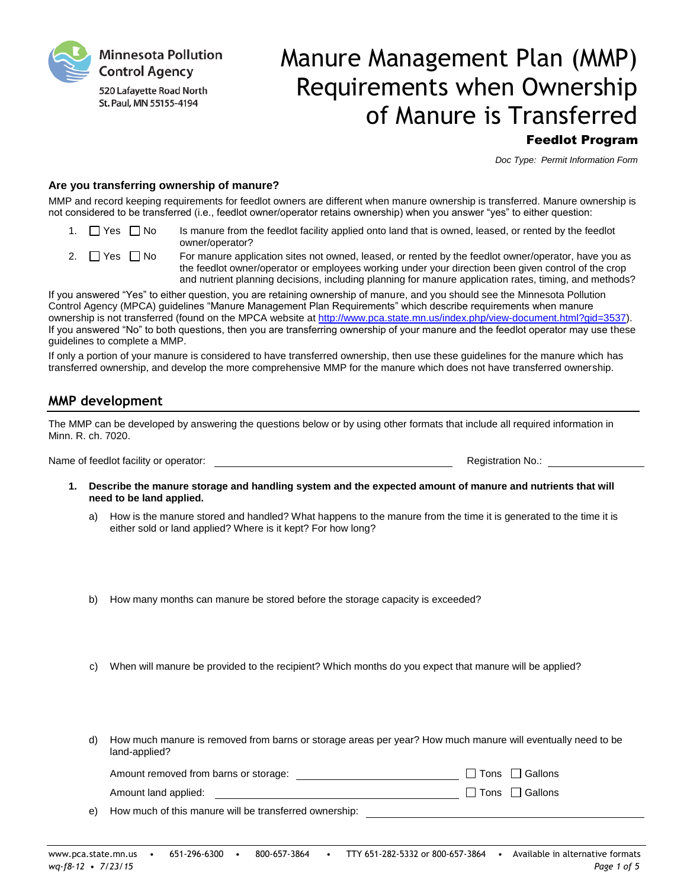Minnesota Pollution Control Agency

520 Lafayette Road North
St. Paul, MN 55155-4194

# Manure Management Plan (MMP) Requirements when Ownership of Manure is Transferred

**Feedlot Program**

*Doc Type: Permit Information Form*

### Are you transferring ownership of manure?

MMP and record keeping requirements for feedlot owners are different when manure ownership is transferred. Manure ownership is not considered to be transferred (i.e., feedlot owner/operator retains ownership) when you answer "yes" to either question:

1. ☐ Yes ☐ No Is manure from the feedlot facility applied onto land that is owned, leased, or rented by the feedlot owner/operator?
2. ☐ Yes ☐ No For manure application sites not owned, leased, or rented by the feedlot owner/operator, have you as the feedlot owner/operator or employees working under your direction been given control of the crop and nutrient planning decisions, including planning for manure application rates, timing, and methods?

If you answered "Yes" to either question, you are retaining ownership of manure, and you should see the Minnesota Pollution Control Agency (MPCA) guidelines "Manure Management Plan Requirements" which describe requirements when manure ownership is not transferred (found on the MPCA website at http://www.pca.state.mn.us/index.php/view-document.html?gid=3537). If you answered "No" to both questions, then you are transferring ownership of your manure and the feedlot operator may use these guidelines to complete a MMP.

If only a portion of your manure is considered to have transferred ownership, then use these guidelines for the manure which has transferred ownership, and develop the more comprehensive MMP for the manure which does not have transferred ownership.

## MMP development

The MMP can be developed by answering the questions below or by using other formats that include all required information in Minn. R. ch. 7020.

Name of feedlot facility or operator: ______________________ Registration No.: ______________

1. **Describe the manure storage and handling system and the expected amount of manure and nutrients that will need to be land applied.**

   a) How is the manure stored and handled? What happens to the manure from the time it is generated to the time it is either sold or land applied? Where is it kept? For how long?

   b) How many months can manure be stored before the storage capacity is exceeded?

   c) When will manure be provided to the recipient? Which months do you expect that manure will be applied?

   d) How much manure is removed from barns or storage areas per year? How much manure will eventually need to be land-applied?

      Amount removed from barns or storage: ______________________ ☐ Tons ☐ Gallons

      Amount land applied: ______________________ ☐ Tons ☐ Gallons

   e) How much of this manure will be transferred ownership: ______________________

www.pca.state.mn.us • 651-296-6300 • 800-657-3864 • TTY 651-282-5332 or 800-657-3864 • Available in alternative formats

*wq-f8-12 • 7/23/15*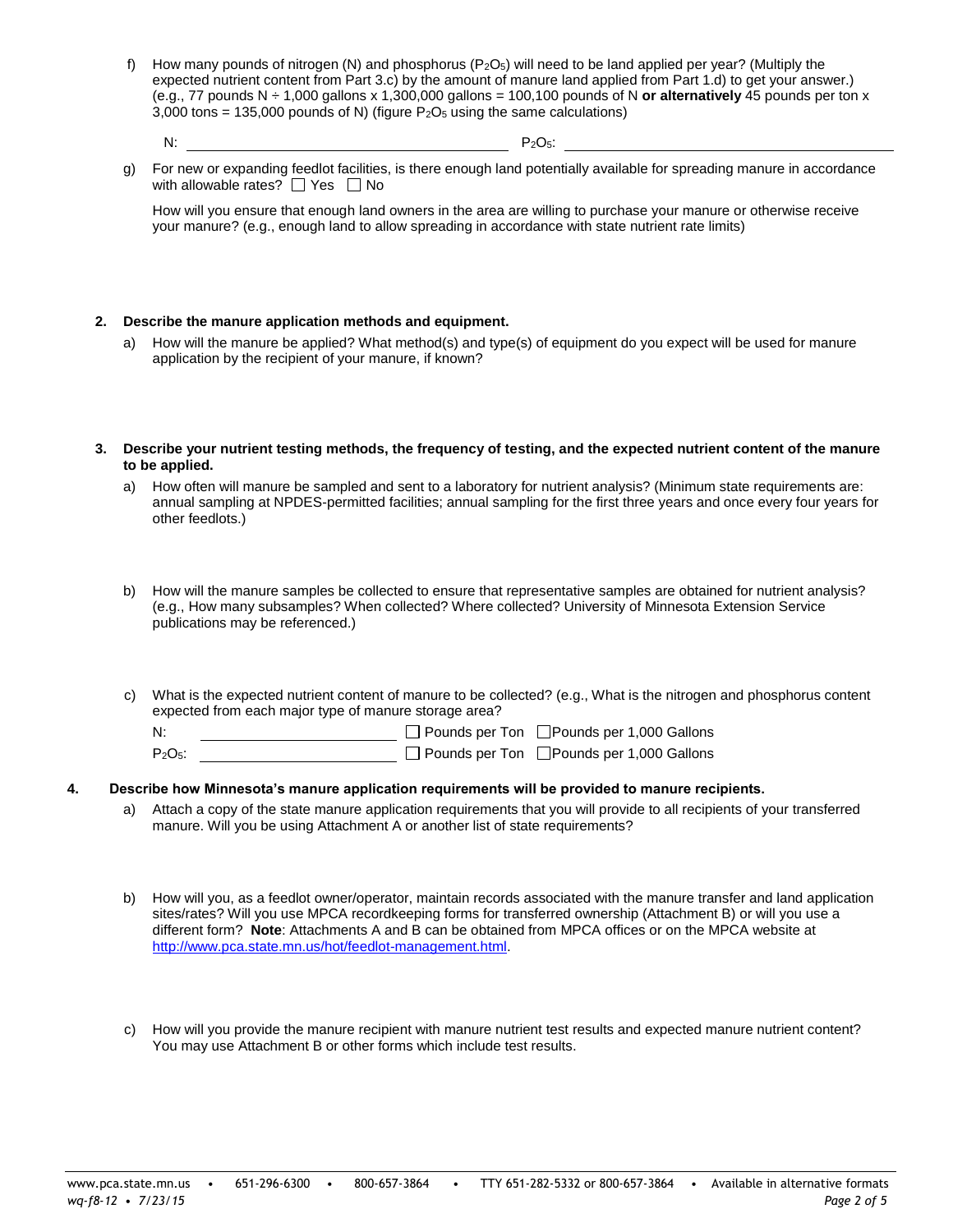f) How many pounds of nitrogen (N) and phosphorus ($P_2O_5$) will need to be land applied per year? (Multiply the expected nutrient content from Part 3.c) by the amount of manure land applied from Part 1.d) to get your answer.) (e.g., 77 pounds N ÷ 1,000 gallons x 1,300,000 gallons = 100,100 pounds of N **or alternatively** 45 pounds per ton x 3,000 tons = 135,000 pounds of N) (figure $P_2O_5$ using the same calculations)

N: ______________________________ $P_2O_5$: ______________________________

g) For new or expanding feedlot facilities, is there enough land potentially available for spreading manure in accordance with allowable rates? ☐ Yes ☐ No

How will you ensure that enough land owners in the area are willing to purchase your manure or otherwise receive your manure? (e.g., enough land to allow spreading in accordance with state nutrient rate limits)

**2. Describe the manure application methods and equipment.**

a) How will the manure be applied? What method(s) and type(s) of equipment do you expect will be used for manure application by the recipient of your manure, if known?

**3. Describe your nutrient testing methods, the frequency of testing, and the expected nutrient content of the manure to be applied.**

a) How often will manure be sampled and sent to a laboratory for nutrient analysis? (Minimum state requirements are: annual sampling at NPDES-permitted facilities; annual sampling for the first three years and once every four years for other feedlots.)

b) How will the manure samples be collected to ensure that representative samples are obtained for nutrient analysis? (e.g., How many subsamples? When collected? Where collected? University of Minnesota Extension Service publications may be referenced.)

c) What is the expected nutrient content of manure to be collected? (e.g., What is the nitrogen and phosphorus content expected from each major type of manure storage area?

N: ____________________ ☐ Pounds per Ton ☐ Pounds per 1,000 Gallons

$P_2O_5$: ____________________ ☐ Pounds per Ton ☐ Pounds per 1,000 Gallons

**4. Describe how Minnesota's manure application requirements will be provided to manure recipients.**

a) Attach a copy of the state manure application requirements that you will provide to all recipients of your transferred manure. Will you be using Attachment A or another list of state requirements?

b) How will you, as a feedlot owner/operator, maintain records associated with the manure transfer and land application sites/rates? Will you use MPCA recordkeeping forms for transferred ownership (Attachment B) or will you use a different form? **Note**: Attachments A and B can be obtained from MPCA offices or on the MPCA website at http://www.pca.state.mn.us/hot/feedlot-management.html.

c) How will you provide the manure recipient with manure nutrient test results and expected manure nutrient content? You may use Attachment B or other forms which include test results.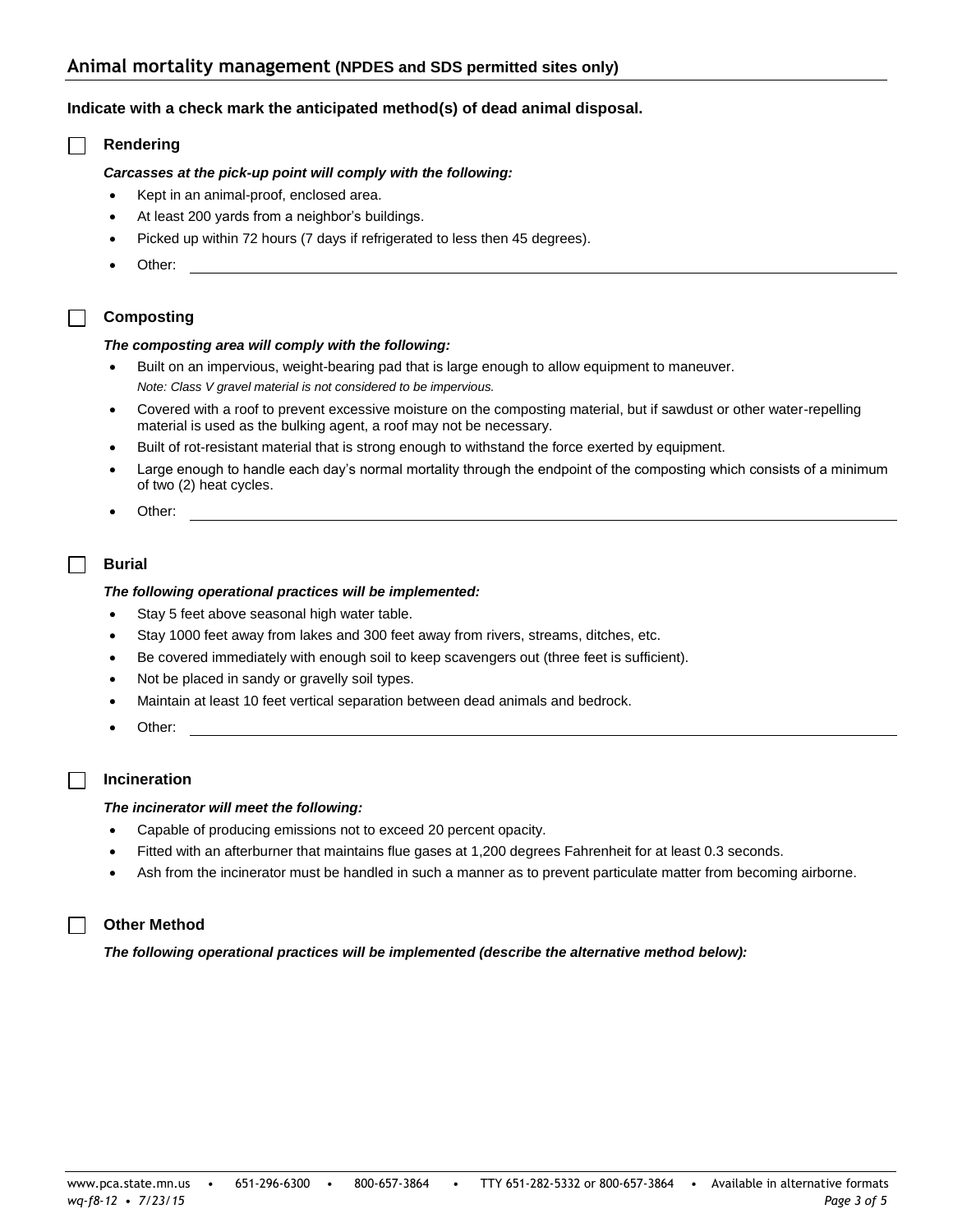## Animal mortality management (NPDES and SDS permitted sites only)

**Indicate with a check mark the anticipated method(s) of dead animal disposal.**

☐ **Rendering**

***Carcasses at the pick-up point will comply with the following:***

- Kept in an animal-proof, enclosed area.
- At least 200 yards from a neighbor's buildings.
- Picked up within 72 hours (7 days if refrigerated to less then 45 degrees).
- Other: ______________________________

☐ **Composting**

***The composting area will comply with the following:***

- Built on an impervious, weight-bearing pad that is large enough to allow equipment to maneuver.
  *Note: Class V gravel material is not considered to be impervious.*
- Covered with a roof to prevent excessive moisture on the composting material, but if sawdust or other water-repelling material is used as the bulking agent, a roof may not be necessary.
- Built of rot-resistant material that is strong enough to withstand the force exerted by equipment.
- Large enough to handle each day's normal mortality through the endpoint of the composting which consists of a minimum of two (2) heat cycles.
- Other: ______________________________

☐ **Burial**

***The following operational practices will be implemented:***

- Stay 5 feet above seasonal high water table.
- Stay 1000 feet away from lakes and 300 feet away from rivers, streams, ditches, etc.
- Be covered immediately with enough soil to keep scavengers out (three feet is sufficient).
- Not be placed in sandy or gravelly soil types.
- Maintain at least 10 feet vertical separation between dead animals and bedrock.
- Other: ______________________________

☐ **Incineration**

***The incinerator will meet the following:***

- Capable of producing emissions not to exceed 20 percent opacity.
- Fitted with an afterburner that maintains flue gases at 1,200 degrees Fahrenheit for at least 0.3 seconds.
- Ash from the incinerator must be handled in such a manner as to prevent particulate matter from becoming airborne.

☐ **Other Method**

***The following operational practices will be implemented (describe the alternative method below):***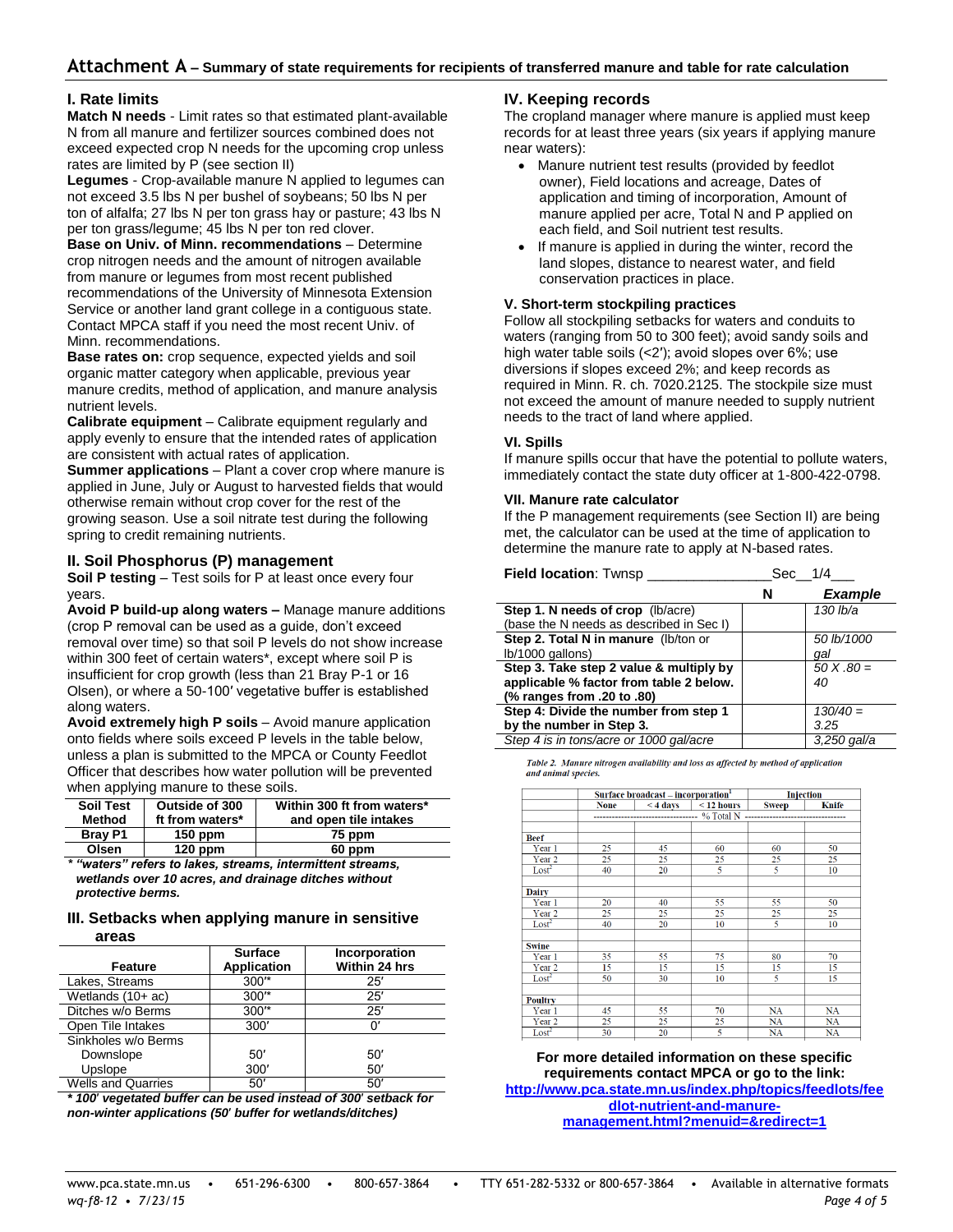# Attachment A – Summary of state requirements for recipients of transferred manure and table for rate calculation

## I. Rate limits

**Match N needs** - Limit rates so that estimated plant-available N from all manure and fertilizer sources combined does not exceed expected crop N needs for the upcoming crop unless rates are limited by P (see section II)

**Legumes** - Crop-available manure N applied to legumes can not exceed 3.5 lbs N per bushel of soybeans; 50 lbs N per ton of alfalfa; 27 lbs N per ton grass hay or pasture; 43 lbs N per ton grass/legume; 45 lbs N per ton red clover.

**Base on Univ. of Minn. recommendations** – Determine crop nitrogen needs and the amount of nitrogen available from manure or legumes from most recent published recommendations of the University of Minnesota Extension Service or another land grant college in a contiguous state. Contact MPCA staff if you need the most recent Univ. of Minn. recommendations.

**Base rates on:** crop sequence, expected yields and soil organic matter category when applicable, previous year manure credits, method of application, and manure analysis nutrient levels.

**Calibrate equipment** – Calibrate equipment regularly and apply evenly to ensure that the intended rates of application are consistent with actual rates of application.

**Summer applications** – Plant a cover crop where manure is applied in June, July or August to harvested fields that would otherwise remain without crop cover for the rest of the growing season. Use a soil nitrate test during the following spring to credit remaining nutrients.

## II. Soil Phosphorus (P) management

**Soil P testing** – Test soils for P at least once every four years.

**Avoid P build-up along waters –** Manage manure additions (crop P removal can be used as a guide, don't exceed removal over time) so that soil P levels do not show increase within 300 feet of certain waters*, except where soil P is insufficient for crop growth (less than 21 Bray P-1 or 16 Olsen), or where a 50-100′ vegetative buffer is established along waters.

**Avoid extremely high P soils** – Avoid manure application onto fields where soils exceed P levels in the table below, unless a plan is submitted to the MPCA or County Feedlot Officer that describes how water pollution will be prevented when applying manure to these soils.

| Soil Test Method | Outside of 300 ft from waters* | Within 300 ft from waters* and open tile intakes |
|---|---|---|
| **Bray P1** | **150 ppm** | **75 ppm** |
| **Olsen** | **120 ppm** | **60 ppm** |

***** ***"waters" refers to lakes, streams, intermittent streams, wetlands over 10 acres, and drainage ditches without protective berms.***

## III. Setbacks when applying manure in sensitive areas

| Feature | Surface Application | Incorporation Within 24 hrs |
|---|---|---|
| Lakes, Streams | 300′* | 25′ |
| Wetlands (10+ ac) | 300′* | 25′ |
| Ditches w/o Berms | 300′* | 25′ |
| Open Tile Intakes | 300′ | 0′ |
| Sinkholes w/o Berms | | |
| Downslope | 50′ | 50′ |
| Upslope | 300′ | 50′ |
| Wells and Quarries | 50′ | 50′ |

***\* 100′ vegetated buffer can be used instead of 300′ setback for non-winter applications (50′ buffer for wetlands/ditches)***

## IV. Keeping records

The cropland manager where manure is applied must keep records for at least three years (six years if applying manure near waters):

- Manure nutrient test results (provided by feedlot owner), Field locations and acreage, Dates of application and timing of incorporation, Amount of manure applied per acre, Total N and P applied on each field, and Soil nutrient test results.
- If manure is applied in during the winter, record the land slopes, distance to nearest water, and field conservation practices in place.

### V. Short-term stockpiling practices

Follow all stockpiling setbacks for waters and conduits to waters (ranging from 50 to 300 feet); avoid sandy soils and high water table soils (<2′); avoid slopes over 6%; use diversions if slopes exceed 2%; and keep records as required in Minn. R. ch. 7020.2125. The stockpile size must not exceed the amount of manure needed to supply nutrient needs to the tract of land where applied.

### VI. Spills

If manure spills occur that have the potential to pollute waters, immediately contact the state duty officer at 1-800-422-0798.

### VII. Manure rate calculator

If the P management requirements (see Section II) are being met, the calculator can be used at the time of application to determine the manure rate to apply at N-based rates.

**Field location**: Twnsp _______________Sec__1/4___

| | N | *Example* |
|---|---|---|
| **Step 1. N needs of crop** (lb/acre) (base the N needs as described in Sec I) | | *130 lb/a* |
| **Step 2. Total N in manure** (lb/ton or lb/1000 gallons) | | *50 lb/1000 gal* |
| **Step 3. Take step 2 value & multiply by applicable % factor from table 2 below. (% ranges from .20 to .80)** | | *50 X .80 = 40* |
| **Step 4: Divide the number from step 1 by the number in Step 3.** | | *130/40 = 3.25* |
| *Step 4 is in tons/acre or 1000 gal/acre* | | *3,250 gal/a* |

*Table 2. Manure nitrogen availability and loss as affected by method of application and animal species.*

| | Surface broadcast – incorporation[1] | | | Injection | |
|---|---|---|---|---|---|
| | None | < 4 days | < 12 hours | Sweep | Knife |
| | % Total N | | | | |
| **Beef** | | | | | |
| Year 1 | 25 | 45 | 60 | 60 | 50 |
| Year 2 | 25 | 25 | 25 | 25 | 25 |
| Lost[2] | 40 | 20 | 5 | 5 | 10 |
| **Dairy** | | | | | |
| Year 1 | 20 | 40 | 55 | 55 | 50 |
| Year 2 | 25 | 25 | 25 | 25 | 25 |
| Lost[2] | 40 | 20 | 10 | 5 | 10 |
| **Swine** | | | | | |
| Year 1 | 35 | 55 | 75 | 80 | 70 |
| Year 2 | 15 | 15 | 15 | 15 | 15 |
| Lost[2] | 50 | 30 | 10 | 5 | 15 |
| **Poultry** | | | | | |
| Year 1 | 45 | 55 | 70 | NA | NA |
| Year 2 | 25 | 25 | 25 | NA | NA |
| Lost[2] | 30 | 20 | 5 | NA | NA |

**For more detailed information on these specific requirements contact MPCA or go to the link:**
**http://www.pca.state.mn.us/index.php/topics/feedlots/feedlot-nutrient-and-manure-management.html?menuid=&redirect=1**

www.pca.state.mn.us • 651-296-6300 • 800-657-3864 • TTY 651-282-5332 or 800-657-3864 • Available in alternative formats
*wq-f8-12 • 7/23/15*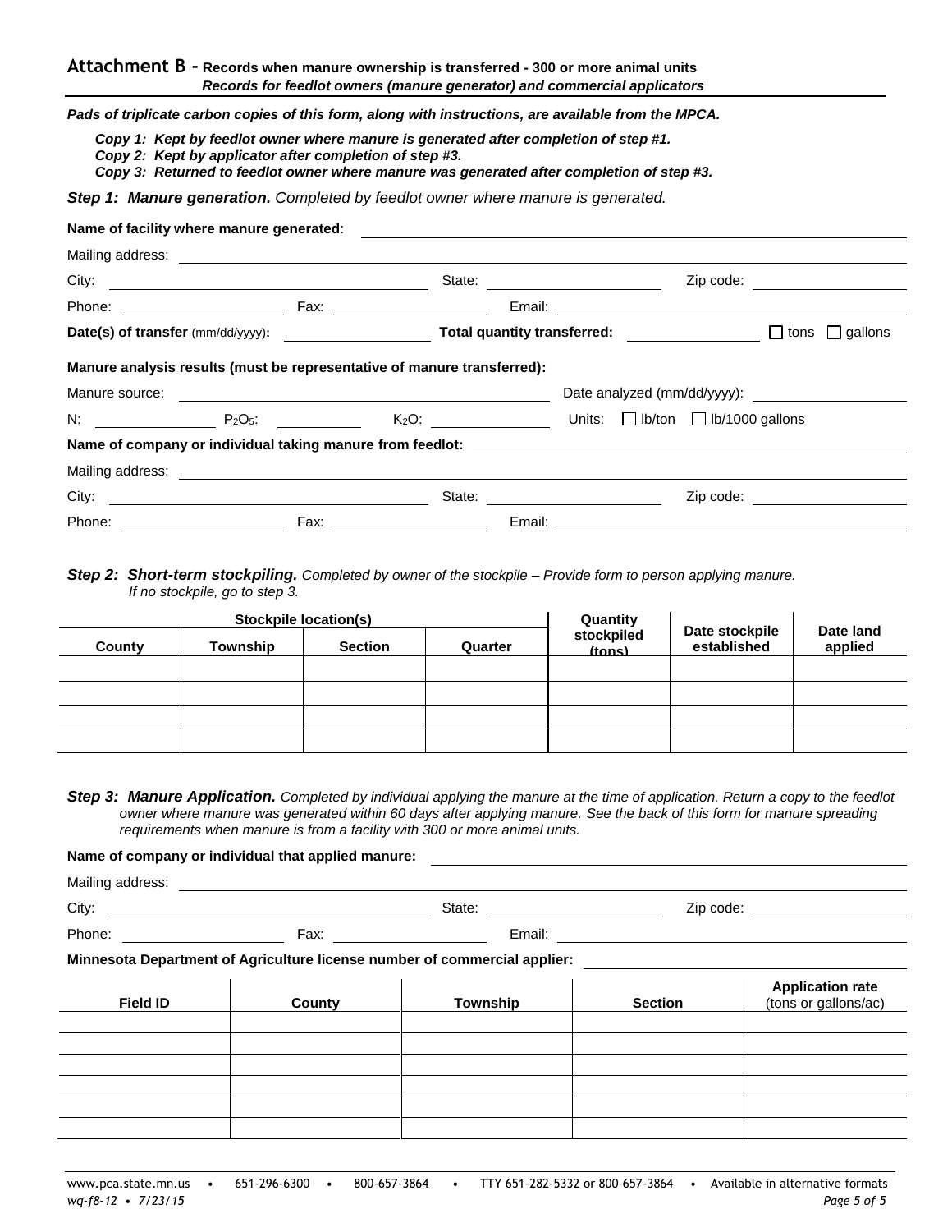## Attachment B - Records when manure ownership is transferred - 300 or more animal units

***Records for feedlot owners (manure generator) and commercial applicators***

***Pads of triplicate carbon copies of this form, along with instructions, are available from the MPCA.***

***Copy 1: Kept by feedlot owner where manure is generated after completion of step #1.***
***Copy 2: Kept by applicator after completion of step #3.***
***Copy 3: Returned to feedlot owner where manure was generated after completion of step #3.***

***Step 1: Manure generation.*** *Completed by feedlot owner where manure is generated.*

**Name of facility where manure generated**: ______________________________

Mailing address: ______________________________

City: ____________________ State: ____________________ Zip code: ____________________

Phone: ____________________ Fax: ____________________ Email: ____________________

**Date(s) of transfer** (mm/dd/yyyy)**:** ____________________ **Total quantity transferred:** ____________________ ☐ tons ☐ gallons

**Manure analysis results (must be representative of manure transferred):**

Manure source: ____________________ Date analyzed (mm/dd/yyyy): ____________________

N: __________ $P_2O_5$: __________ $K_2O$: __________ Units: ☐ lb/ton ☐ lb/1000 gallons

**Name of company or individual taking manure from feedlot:** ______________________________

Mailing address: ______________________________

City: ____________________ State: ____________________ Zip code: ____________________

Phone: ____________________ Fax: ____________________ Email: ____________________

***Step 2: Short-term stockpiling.*** *Completed by owner of the stockpile – Provide form to person applying manure. If no stockpile, go to step 3.*

| Stockpile location(s) | | | | Quantity stockpiled (tons) | Date stockpile established | Date land applied |
|---|---|---|---|---|---|---|
| County | Township | Section | Quarter | | | |
| | | | | | | |
| | | | | | | |
| | | | | | | |
| | | | | | | |

***Step 3: Manure Application.*** *Completed by individual applying the manure at the time of application. Return a copy to the feedlot owner where manure was generated within 60 days after applying manure. See the back of this form for manure spreading requirements when manure is from a facility with 300 or more animal units.*

**Name of company or individual that applied manure:** ______________________________

Mailing address: ______________________________

City: ____________________ State: ____________________ Zip code: ____________________

Phone: ____________________ Fax: ____________________ Email: ____________________

**Minnesota Department of Agriculture license number of commercial applier:** ____________________

| Field ID | County | Township | Section | Application rate (tons or gallons/ac) |
|---|---|---|---|---|
| | | | | |
| | | | | |
| | | | | |
| | | | | |
| | | | | |
| | | | | |

www.pca.state.mn.us • 651-296-6300 • 800-657-3864 • TTY 651-282-5332 or 800-657-3864 • Available in alternative formats
*wq-f8-12 • 7/23/15*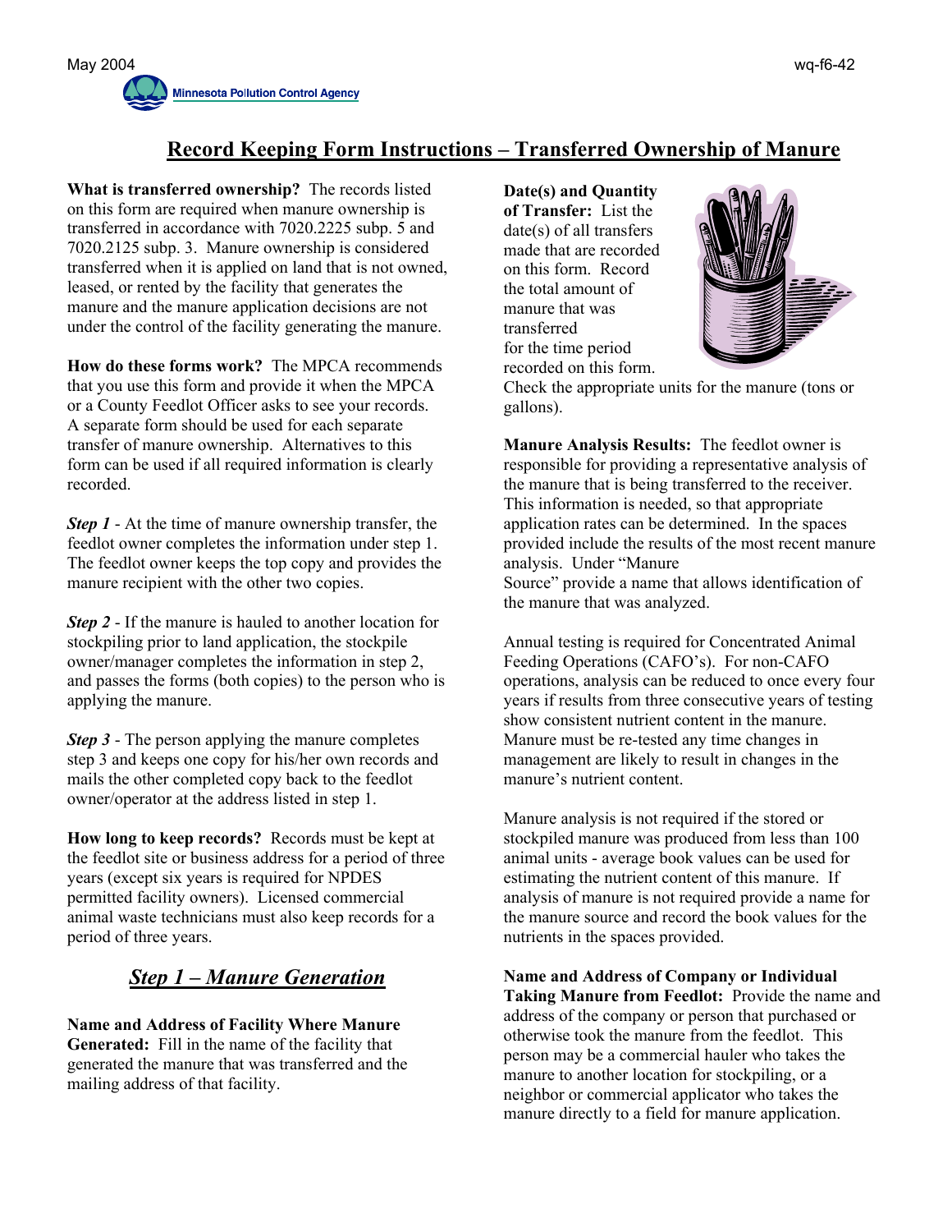# Record Keeping Form Instructions – Transferred Ownership of Manure

**What is transferred ownership?** The records listed on this form are required when manure ownership is transferred in accordance with 7020.2225 subp. 5 and 7020.2125 subp. 3. Manure ownership is considered transferred when it is applied on land that is not owned, leased, or rented by the facility that generates the manure and the manure application decisions are not under the control of the facility generating the manure.

**How do these forms work?** The MPCA recommends that you use this form and provide it when the MPCA or a County Feedlot Officer asks to see your records. A separate form should be used for each separate transfer of manure ownership. Alternatives to this form can be used if all required information is clearly recorded.

***Step 1*** - At the time of manure ownership transfer, the feedlot owner completes the information under step 1. The feedlot owner keeps the top copy and provides the manure recipient with the other two copies.

***Step 2*** - If the manure is hauled to another location for stockpiling prior to land application, the stockpile owner/manager completes the information in step 2, and passes the forms (both copies) to the person who is applying the manure.

***Step 3*** - The person applying the manure completes step 3 and keeps one copy for his/her own records and mails the other completed copy back to the feedlot owner/operator at the address listed in step 1.

**How long to keep records?** Records must be kept at the feedlot site or business address for a period of three years (except six years is required for NPDES permitted facility owners). Licensed commercial animal waste technicians must also keep records for a period of three years.

## *Step 1 – Manure Generation*

**Name and Address of Facility Where Manure Generated:** Fill in the name of the facility that generated the manure that was transferred and the mailing address of that facility.

**Date(s) and Quantity of Transfer:** List the date(s) of all transfers made that are recorded on this form. Record the total amount of manure that was transferred for the time period recorded on this form. Check the appropriate units for the manure (tons or gallons).

**Manure Analysis Results:** The feedlot owner is responsible for providing a representative analysis of the manure that is being transferred to the receiver. This information is needed, so that appropriate application rates can be determined. In the spaces provided include the results of the most recent manure analysis. Under "Manure Source" provide a name that allows identification of the manure that was analyzed.

Annual testing is required for Concentrated Animal Feeding Operations (CAFO's). For non-CAFO operations, analysis can be reduced to once every four years if results from three consecutive years of testing show consistent nutrient content in the manure. Manure must be re-tested any time changes in management are likely to result in changes in the manure's nutrient content.

Manure analysis is not required if the stored or stockpiled manure was produced from less than 100 animal units - average book values can be used for estimating the nutrient content of this manure. If analysis of manure is not required provide a name for the manure source and record the book values for the nutrients in the spaces provided.

**Name and Address of Company or Individual Taking Manure from Feedlot:** Provide the name and address of the company or person that purchased or otherwise took the manure from the feedlot. This person may be a commercial hauler who takes the manure to another location for stockpiling, or a neighbor or commercial applicator who takes the manure directly to a field for manure application.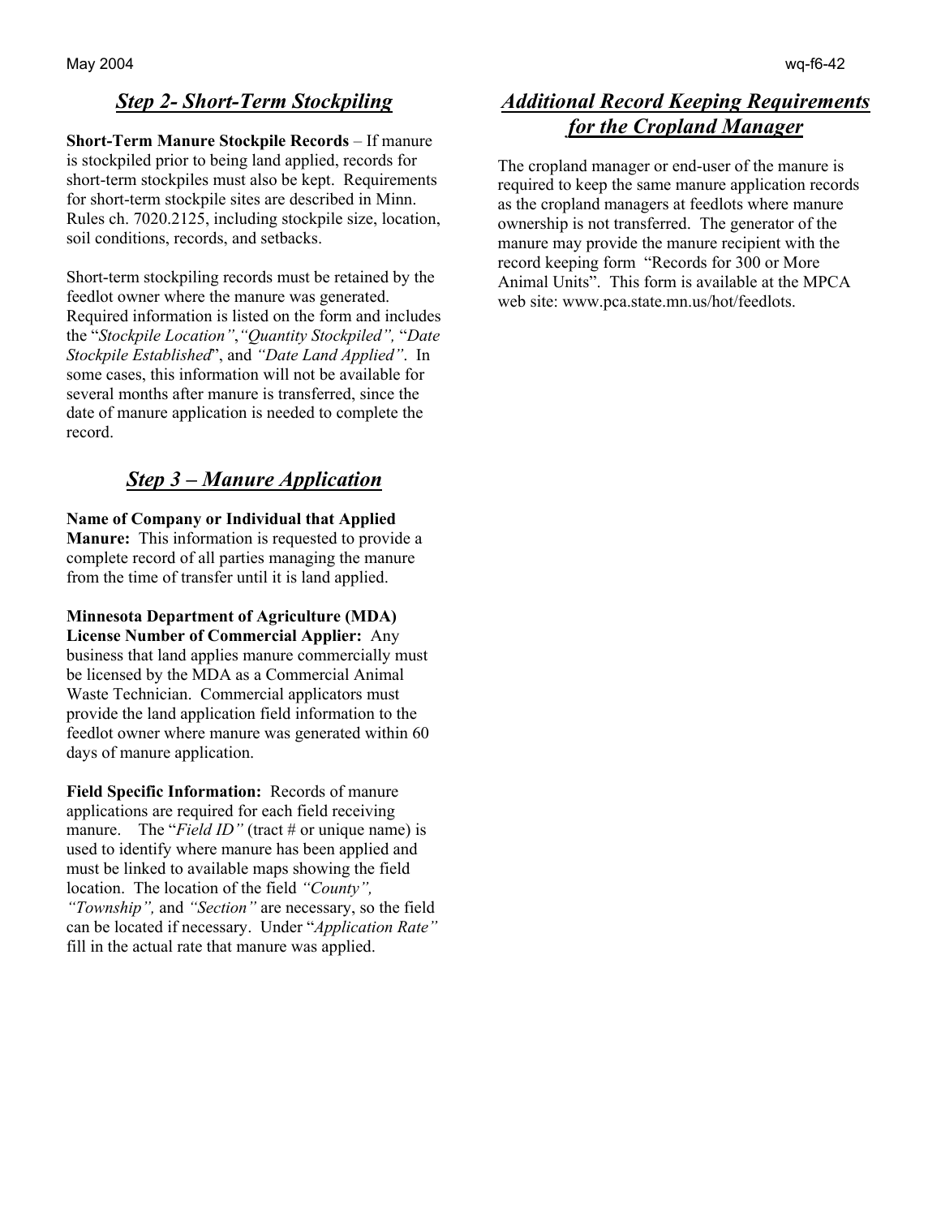## *Step 2- Short-Term Stockpiling*

**Short-Term Manure Stockpile Records** – If manure is stockpiled prior to being land applied, records for short-term stockpiles must also be kept. Requirements for short-term stockpile sites are described in Minn. Rules ch. 7020.2125, including stockpile size, location, soil conditions, records, and setbacks.

Short-term stockpiling records must be retained by the feedlot owner where the manure was generated. Required information is listed on the form and includes the "*Stockpile Location*",*"Quantity Stockpiled",* "*Date Stockpile Established*", and *"Date Land Applied"*. In some cases, this information will not be available for several months after manure is transferred, since the date of manure application is needed to complete the record.

## *Step 3 – Manure Application*

**Name of Company or Individual that Applied Manure:** This information is requested to provide a complete record of all parties managing the manure from the time of transfer until it is land applied.

**Minnesota Department of Agriculture (MDA) License Number of Commercial Applier:** Any business that land applies manure commercially must be licensed by the MDA as a Commercial Animal Waste Technician. Commercial applicators must provide the land application field information to the feedlot owner where manure was generated within 60 days of manure application.

**Field Specific Information:** Records of manure applications are required for each field receiving manure. The "*Field ID"* (tract # or unique name) is used to identify where manure has been applied and must be linked to available maps showing the field location. The location of the field *"County", "Township",* and *"Section"* are necessary, so the field can be located if necessary. Under "*Application Rate"* fill in the actual rate that manure was applied.

## *Additional Record Keeping Requirements for the Cropland Manager*

The cropland manager or end-user of the manure is required to keep the same manure application records as the cropland managers at feedlots where manure ownership is not transferred. The generator of the manure may provide the manure recipient with the record keeping form "Records for 300 or More Animal Units". This form is available at the MPCA web site: www.pca.state.mn.us/hot/feedlots.